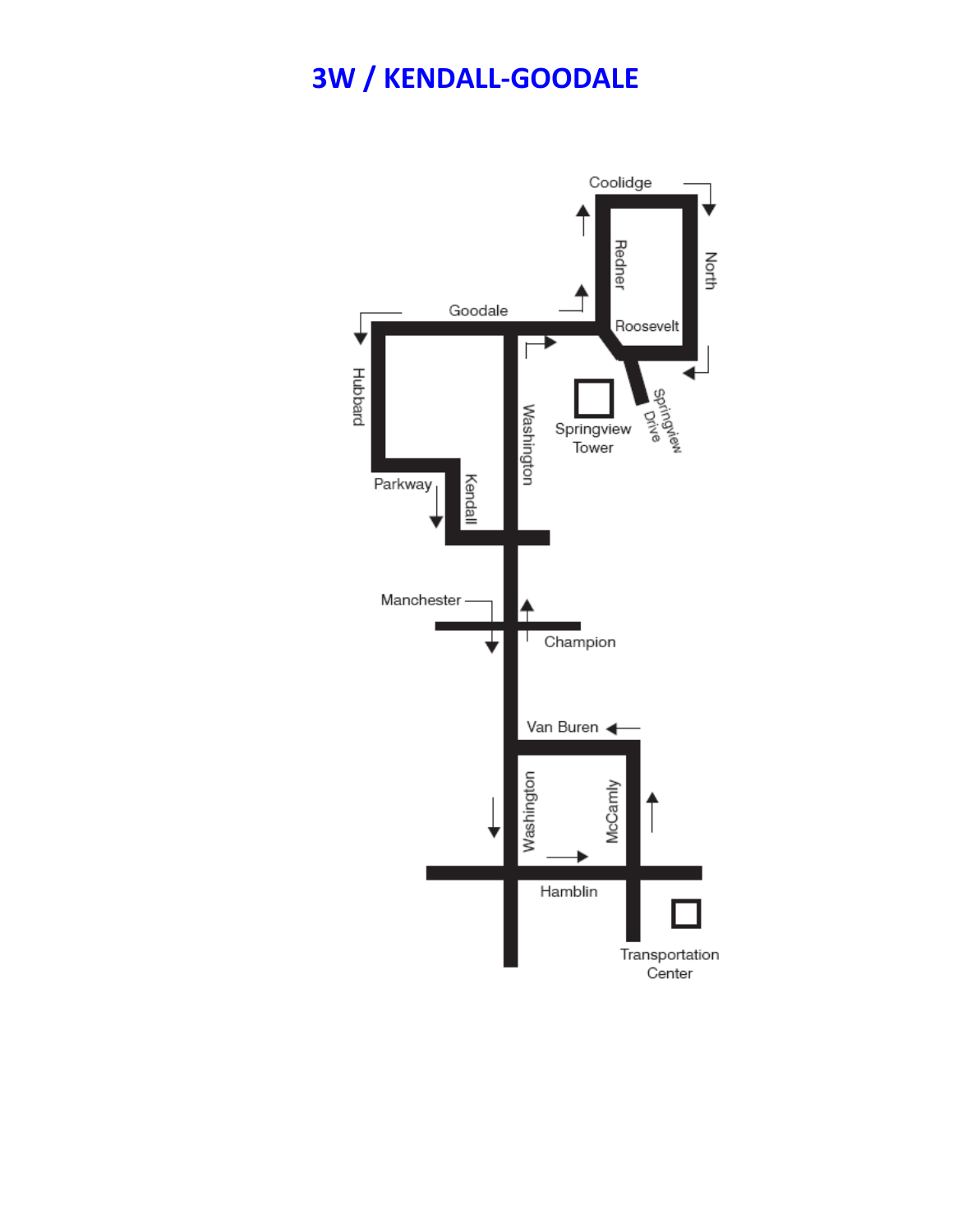# 3W / KENDALL-GOODALE

Coolidge

Redner

North

Goodale

Roosevelt

Hubbard

Washington

Springview Tower

Springview Drive

Parkway

Kendall

Manchester

Champion

Van Buren

Washington

McCamly

Hamblin

Transportation Center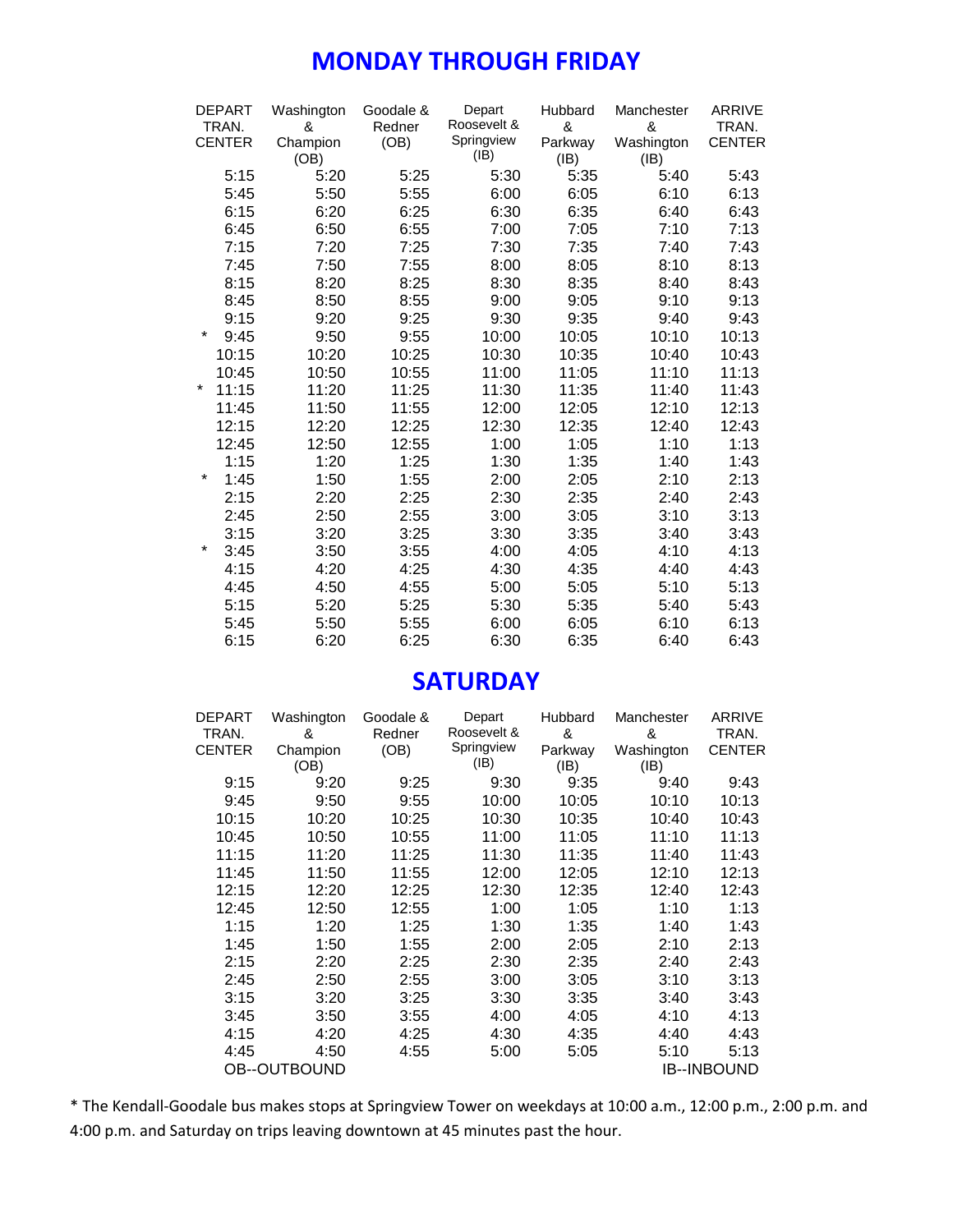## MONDAY THROUGH FRIDAY

| DEPART TRAN. CENTER | Washington & Champion (OB) | Goodale & Redner (OB) | Depart Roosevelt & Springview (IB) | Hubbard & Parkway (IB) | Manchester & Washington (IB) | ARRIVE TRAN. CENTER |
|---|---|---|---|---|---|---|
| 5:15 | 5:20 | 5:25 | 5:30 | 5:35 | 5:40 | 5:43 |
| 5:45 | 5:50 | 5:55 | 6:00 | 6:05 | 6:10 | 6:13 |
| 6:15 | 6:20 | 6:25 | 6:30 | 6:35 | 6:40 | 6:43 |
| 6:45 | 6:50 | 6:55 | 7:00 | 7:05 | 7:10 | 7:13 |
| 7:15 | 7:20 | 7:25 | 7:30 | 7:35 | 7:40 | 7:43 |
| 7:45 | 7:50 | 7:55 | 8:00 | 8:05 | 8:10 | 8:13 |
| 8:15 | 8:20 | 8:25 | 8:30 | 8:35 | 8:40 | 8:43 |
| 8:45 | 8:50 | 8:55 | 9:00 | 9:05 | 9:10 | 9:13 |
| 9:15 | 9:20 | 9:25 | 9:30 | 9:35 | 9:40 | 9:43 |
| * 9:45 | 9:50 | 9:55 | 10:00 | 10:05 | 10:10 | 10:13 |
| 10:15 | 10:20 | 10:25 | 10:30 | 10:35 | 10:40 | 10:43 |
| 10:45 | 10:50 | 10:55 | 11:00 | 11:05 | 11:10 | 11:13 |
| * 11:15 | 11:20 | 11:25 | 11:30 | 11:35 | 11:40 | 11:43 |
| 11:45 | 11:50 | 11:55 | 12:00 | 12:05 | 12:10 | 12:13 |
| 12:15 | 12:20 | 12:25 | 12:30 | 12:35 | 12:40 | 12:43 |
| 12:45 | 12:50 | 12:55 | 1:00 | 1:05 | 1:10 | 1:13 |
| 1:15 | 1:20 | 1:25 | 1:30 | 1:35 | 1:40 | 1:43 |
| * 1:45 | 1:50 | 1:55 | 2:00 | 2:05 | 2:10 | 2:13 |
| 2:15 | 2:20 | 2:25 | 2:30 | 2:35 | 2:40 | 2:43 |
| 2:45 | 2:50 | 2:55 | 3:00 | 3:05 | 3:10 | 3:13 |
| 3:15 | 3:20 | 3:25 | 3:30 | 3:35 | 3:40 | 3:43 |
| * 3:45 | 3:50 | 3:55 | 4:00 | 4:05 | 4:10 | 4:13 |
| 4:15 | 4:20 | 4:25 | 4:30 | 4:35 | 4:40 | 4:43 |
| 4:45 | 4:50 | 4:55 | 5:00 | 5:05 | 5:10 | 5:13 |
| 5:15 | 5:20 | 5:25 | 5:30 | 5:35 | 5:40 | 5:43 |
| 5:45 | 5:50 | 5:55 | 6:00 | 6:05 | 6:10 | 6:13 |
| 6:15 | 6:20 | 6:25 | 6:30 | 6:35 | 6:40 | 6:43 |

## SATURDAY

| DEPART TRAN. CENTER | Washington & Champion (OB) | Goodale & Redner (OB) | Depart Roosevelt & Springview (IB) | Hubbard & Parkway (IB) | Manchester & Washington (IB) | ARRIVE TRAN. CENTER |
|---|---|---|---|---|---|---|
| 9:15 | 9:20 | 9:25 | 9:30 | 9:35 | 9:40 | 9:43 |
| 9:45 | 9:50 | 9:55 | 10:00 | 10:05 | 10:10 | 10:13 |
| 10:15 | 10:20 | 10:25 | 10:30 | 10:35 | 10:40 | 10:43 |
| 10:45 | 10:50 | 10:55 | 11:00 | 11:05 | 11:10 | 11:13 |
| 11:15 | 11:20 | 11:25 | 11:30 | 11:35 | 11:40 | 11:43 |
| 11:45 | 11:50 | 11:55 | 12:00 | 12:05 | 12:10 | 12:13 |
| 12:15 | 12:20 | 12:25 | 12:30 | 12:35 | 12:40 | 12:43 |
| 12:45 | 12:50 | 12:55 | 1:00 | 1:05 | 1:10 | 1:13 |
| 1:15 | 1:20 | 1:25 | 1:30 | 1:35 | 1:40 | 1:43 |
| 1:45 | 1:50 | 1:55 | 2:00 | 2:05 | 2:10 | 2:13 |
| 2:15 | 2:20 | 2:25 | 2:30 | 2:35 | 2:40 | 2:43 |
| 2:45 | 2:50 | 2:55 | 3:00 | 3:05 | 3:10 | 3:13 |
| 3:15 | 3:20 | 3:25 | 3:30 | 3:35 | 3:40 | 3:43 |
| 3:45 | 3:50 | 3:55 | 4:00 | 4:05 | 4:10 | 4:13 |
| 4:15 | 4:20 | 4:25 | 4:30 | 4:35 | 4:40 | 4:43 |
| 4:45 | 4:50 | 4:55 | 5:00 | 5:05 | 5:10 | 5:13 |

OB--OUTBOUND IB--INBOUND

* The Kendall-Goodale bus makes stops at Springview Tower on weekdays at 10:00 a.m., 12:00 p.m., 2:00 p.m. and 4:00 p.m. and Saturday on trips leaving downtown at 45 minutes past the hour.